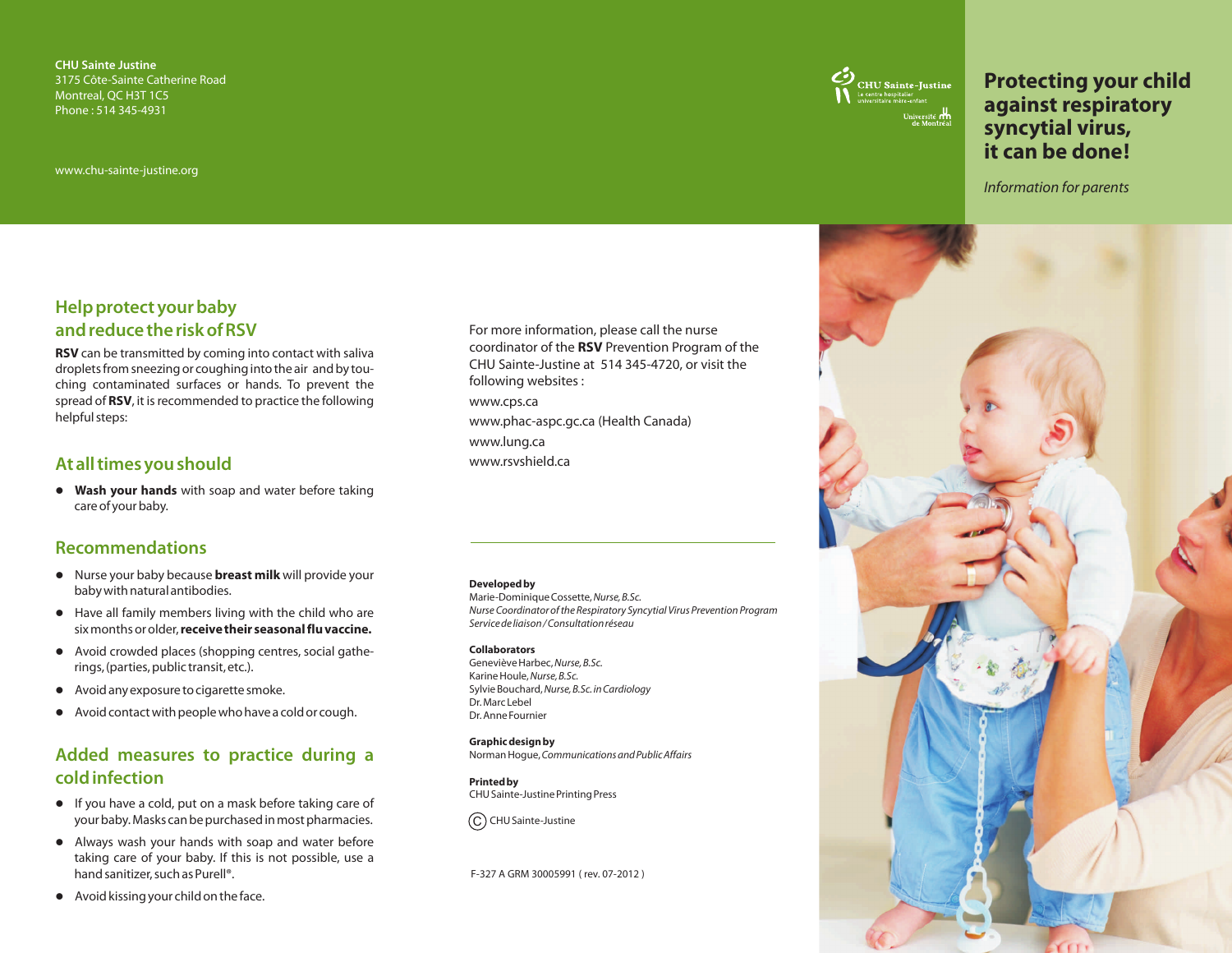# Protecting your child against respiratory syncytial virus, it can be done!

*Information for parents*

**CHU Sainte Justine**
3175 Côte-Sainte Catherine Road
Montreal, QC H3T 1C5
Phone : 514 345-4931

www.chu-sainte-justine.org

## Help protect your baby and reduce the risk of RSV

**RSV** can be transmitted by coming into contact with saliva droplets from sneezing or coughing into the air and by touching contaminated surfaces or hands. To prevent the spread of **RSV**, it is recommended to practice the following helpful steps:

## At all times you should

- **Wash your hands** with soap and water before taking care of your baby.

## Recommendations

- Nurse your baby because **breast milk** will provide your baby with natural antibodies.
- Have all family members living with the child who are six months or older, **receive their seasonal flu vaccine.**
- Avoid crowded places (shopping centres, social gatherings, (parties, public transit, etc.).
- Avoid any exposure to cigarette smoke.
- Avoid contact with people who have a cold or cough.

## Added measures to practice during a cold infection

- If you have a cold, put on a mask before taking care of your baby. Masks can be purchased in most pharmacies.
- Always wash your hands with soap and water before taking care of your baby. If this is not possible, use a hand sanitizer, such as Purell®.
- Avoid kissing your child on the face.

For more information, please call the nurse coordinator of the **RSV** Prevention Program of the CHU Sainte-Justine at 514 345-4720, or visit the following websites :

www.cps.ca

www.phac-aspc.gc.ca (Health Canada)

www.lung.ca

www.rsvshield.ca

---

**Developed by**
Marie-Dominique Cossette, *Nurse, B.Sc.*
*Nurse Coordinator of the Respiratory Syncytial Virus Prevention Program*
*Service de liaison / Consultation réseau*

**Collaborators**
Geneviève Harbec, *Nurse, B.Sc.*
Karine Houle, *Nurse, B.Sc.*
Sylvie Bouchard, *Nurse, B.Sc. in Cardiology*
Dr. Marc Lebel
Dr. Anne Fournier

**Graphic design by**
Norman Hogue, *Communications and Public Affairs*

**Printed by**
CHU Sainte-Justine Printing Press

© CHU Sainte-Justine

F-327 A GRM 30005991 ( rev. 07-2012 )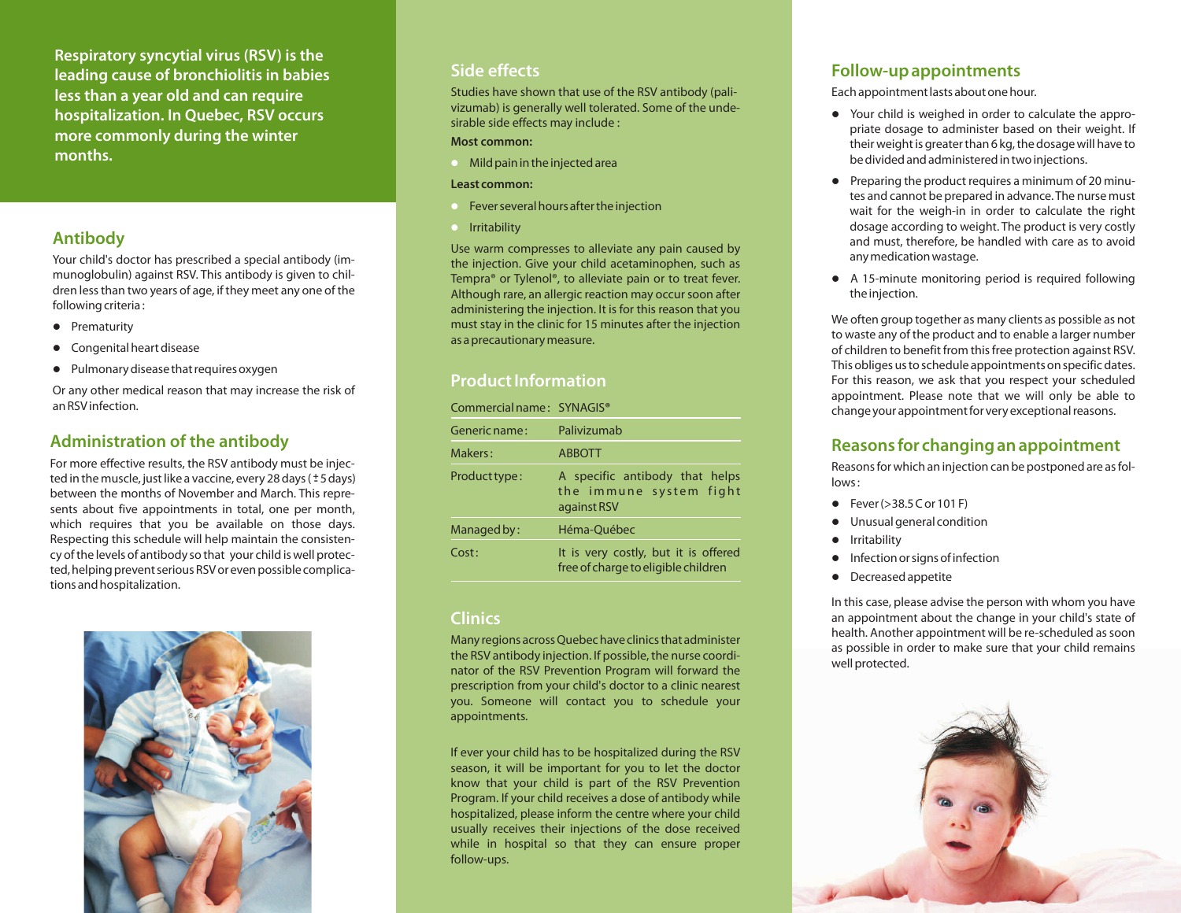**Respiratory syncytial virus (RSV) is the leading cause of bronchiolitis in babies less than a year old and can require hospitalization. In Quebec, RSV occurs more commonly during the winter months.**

## Antibody

Your child's doctor has prescribed a special antibody (immunoglobulin) against RSV. This antibody is given to children less than two years of age, if they meet any one of the following criteria :

- Prematurity
- Congenital heart disease
- Pulmonary disease that requires oxygen

Or any other medical reason that may increase the risk of an RSV infection.

## Administration of the antibody

For more effective results, the RSV antibody must be injected in the muscle, just like a vaccine, every 28 days (± 5 days) between the months of November and March. This represents about five appointments in total, one per month, which requires that you be available on those days. Respecting this schedule will help maintain the consistency of the levels of antibody so that your child is well protected, helping prevent serious RSV or even possible complications and hospitalization.

## Side effects

Studies have shown that use of the RSV antibody (palivizumab) is generally well tolerated. Some of the undesirable side effects may include :

**Most common:**

- Mild pain in the injected area

**Least common:**

- Fever several hours after the injection
- Irritability

Use warm compresses to alleviate any pain caused by the injection. Give your child acetaminophen, such as Tempra® or Tylenol®, to alleviate pain or to treat fever. Although rare, an allergic reaction may occur soon after administering the injection. It is for this reason that you must stay in the clinic for 15 minutes after the injection as a precautionary measure.

## Product Information

| | |
|---|---|
| Commercial name : | SYNAGIS® |
| Generic name : | Palivizumab |
| Makers : | ABBOTT |
| Product type : | A specific antibody that helps the immune system fight against RSV |
| Managed by : | Héma-Québec |
| Cost : | It is very costly, but it is offered free of charge to eligible children |

## Clinics

Many regions across Quebec have clinics that administer the RSV antibody injection. If possible, the nurse coordinator of the RSV Prevention Program will forward the prescription from your child's doctor to a clinic nearest you. Someone will contact you to schedule your appointments.

If ever your child has to be hospitalized during the RSV season, it will be important for you to let the doctor know that your child is part of the RSV Prevention Program. If your child receives a dose of antibody while hospitalized, please inform the centre where your child usually receives their injections of the dose received while in hospital so that they can ensure proper follow-ups.

## Follow-up appointments

Each appointment lasts about one hour.

- Your child is weighed in order to calculate the appropriate dosage to administer based on their weight. If their weight is greater than 6 kg, the dosage will have to be divided and administered in two injections.
- Preparing the product requires a minimum of 20 minutes and cannot be prepared in advance. The nurse must wait for the weigh-in in order to calculate the right dosage according to weight. The product is very costly and must, therefore, be handled with care as to avoid any medication wastage.
- A 15-minute monitoring period is required following the injection.

We often group together as many clients as possible as not to waste any of the product and to enable a larger number of children to benefit from this free protection against RSV. This obliges us to schedule appointments on specific dates. For this reason, we ask that you respect your scheduled appointment. Please note that we will only be able to change your appointment for very exceptional reasons.

## Reasons for changing an appointment

Reasons for which an injection can be postponed are as follows :

- Fever (>38.5 C or 101 F)
- Unusual general condition
- Irritability
- Infection or signs of infection
- Decreased appetite

In this case, please advise the person with whom you have an appointment about the change in your child's state of health. Another appointment will be re-scheduled as soon as possible in order to make sure that your child remains well protected.